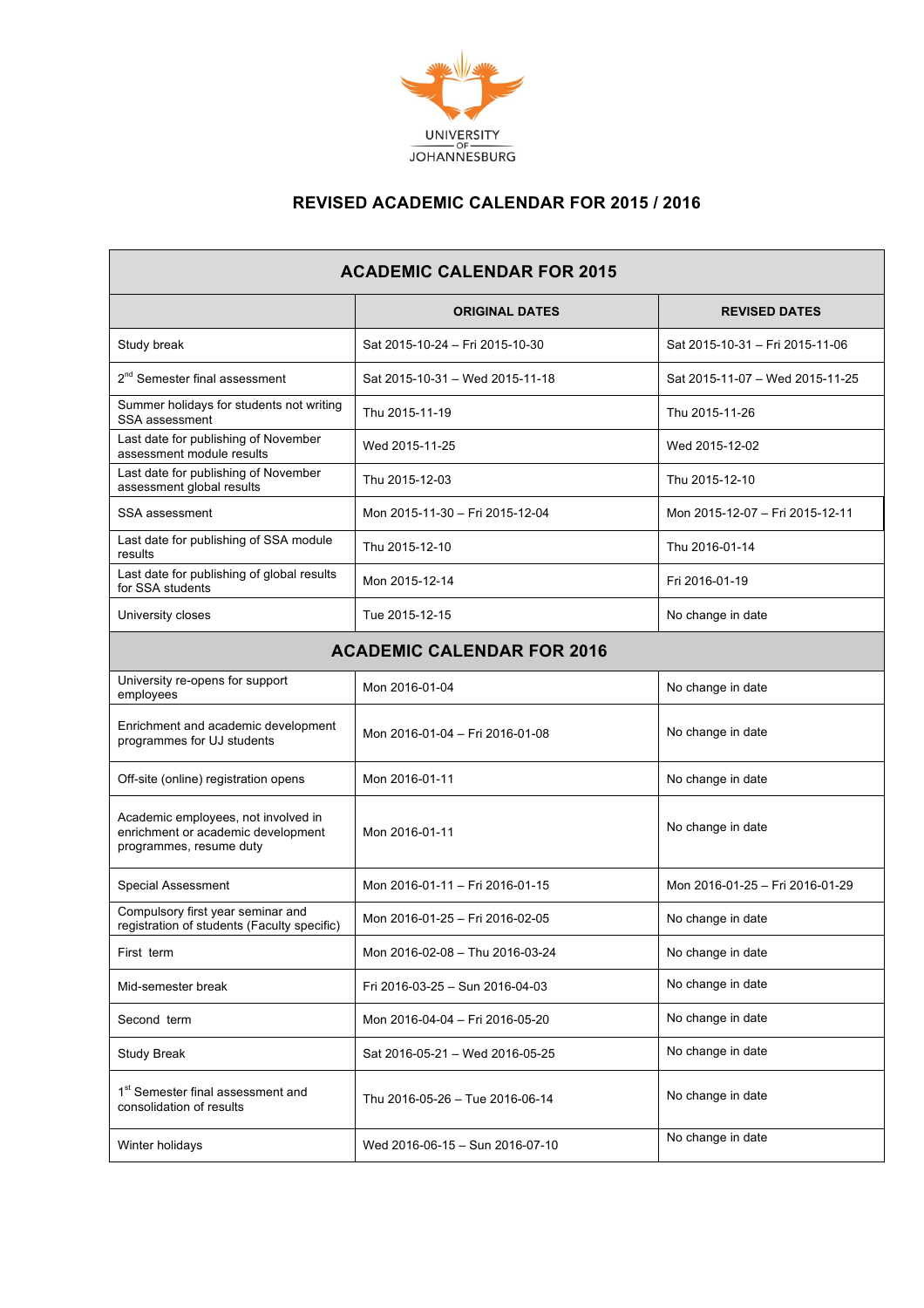UNIVERSITY OF JOHANNESBURG

# REVISED ACADEMIC CALENDAR FOR 2015 / 2016

| ACADEMIC CALENDAR FOR 2015 | | |
|---|---|---|
| | **ORIGINAL DATES** | **REVISED DATES** |
| Study break | Sat 2015-10-24 – Fri 2015-10-30 | Sat 2015-10-31 – Fri 2015-11-06 |
| 2nd Semester final assessment | Sat 2015-10-31 – Wed 2015-11-18 | Sat 2015-11-07 – Wed 2015-11-25 |
| Summer holidays for students not writing SSA assessment | Thu 2015-11-19 | Thu 2015-11-26 |
| Last date for publishing of November assessment module results | Wed 2015-11-25 | Wed 2015-12-02 |
| Last date for publishing of November assessment global results | Thu 2015-12-03 | Thu 2015-12-10 |
| SSA assessment | Mon 2015-11-30 – Fri 2015-12-04 | Mon 2015-12-07 – Fri 2015-12-11 |
| Last date for publishing of SSA module results | Thu 2015-12-10 | Thu 2016-01-14 |
| Last date for publishing of global results for SSA students | Mon 2015-12-14 | Fri 2016-01-19 |
| University closes | Tue 2015-12-15 | No change in date |
| **ACADEMIC CALENDAR FOR 2016** | | |
| University re-opens for support employees | Mon 2016-01-04 | No change in date |
| Enrichment and academic development programmes for UJ students | Mon 2016-01-04 – Fri 2016-01-08 | No change in date |
| Off-site (online) registration opens | Mon 2016-01-11 | No change in date |
| Academic employees, not involved in enrichment or academic development programmes, resume duty | Mon 2016-01-11 | No change in date |
| Special Assessment | Mon 2016-01-11 – Fri 2016-01-15 | Mon 2016-01-25 – Fri 2016-01-29 |
| Compulsory first year seminar and registration of students (Faculty specific) | Mon 2016-01-25 – Fri 2016-02-05 | No change in date |
| First term | Mon 2016-02-08 – Thu 2016-03-24 | No change in date |
| Mid-semester break | Fri 2016-03-25 – Sun 2016-04-03 | No change in date |
| Second term | Mon 2016-04-04 – Fri 2016-05-20 | No change in date |
| Study Break | Sat 2016-05-21 – Wed 2016-05-25 | No change in date |
| 1st Semester final assessment and consolidation of results | Thu 2016-05-26 – Tue 2016-06-14 | No change in date |
| Winter holidays | Wed 2016-06-15 – Sun 2016-07-10 | No change in date |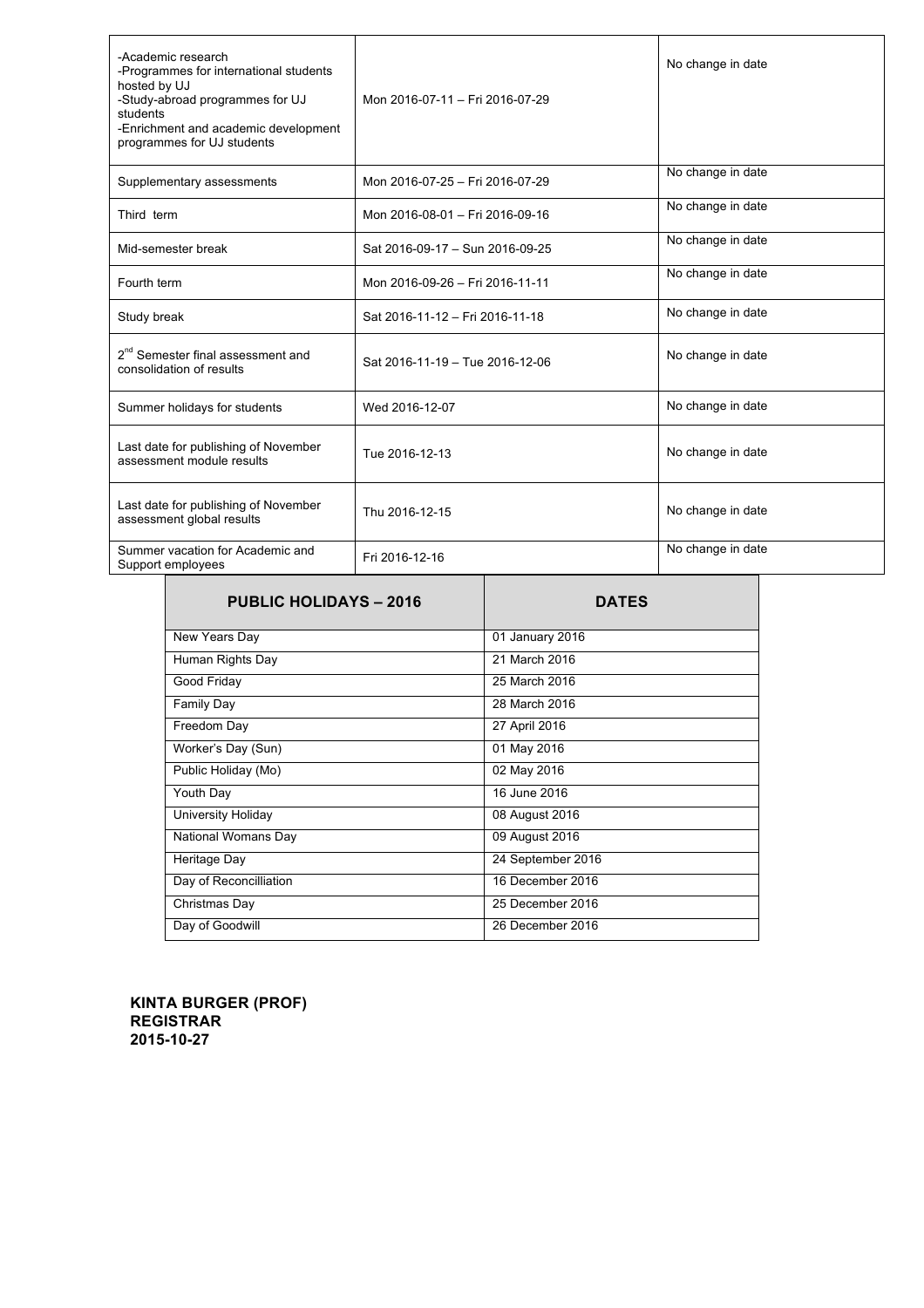| | | |
|---|---|---|
| -Academic research<br>-Programmes for international students hosted by UJ<br>-Study-abroad programmes for UJ students<br>-Enrichment and academic development programmes for UJ students | Mon 2016-07-11 – Fri 2016-07-29 | No change in date |
| Supplementary assessments | Mon 2016-07-25 – Fri 2016-07-29 | No change in date |
| Third term | Mon 2016-08-01 – Fri 2016-09-16 | No change in date |
| Mid-semester break | Sat 2016-09-17 – Sun 2016-09-25 | No change in date |
| Fourth term | Mon 2016-09-26 – Fri 2016-11-11 | No change in date |
| Study break | Sat 2016-11-12 – Fri 2016-11-18 | No change in date |
| 2nd Semester final assessment and consolidation of results | Sat 2016-11-19 – Tue 2016-12-06 | No change in date |
| Summer holidays for students | Wed 2016-12-07 | No change in date |
| Last date for publishing of November assessment module results | Tue 2016-12-13 | No change in date |
| Last date for publishing of November assessment global results | Thu 2016-12-15 | No change in date |
| Summer vacation for Academic and Support employees | Fri 2016-12-16 | No change in date |

| PUBLIC HOLIDAYS – 2016 | DATES |
|---|---|
| New Years Day | 01 January 2016 |
| Human Rights Day | 21 March 2016 |
| Good Friday | 25 March 2016 |
| Family Day | 28 March 2016 |
| Freedom Day | 27 April 2016 |
| Worker's Day (Sun) | 01 May 2016 |
| Public Holiday (Mo) | 02 May 2016 |
| Youth Day | 16 June 2016 |
| University Holiday | 08 August 2016 |
| National Womans Day | 09 August 2016 |
| Heritage Day | 24 September 2016 |
| Day of Reconcilliation | 16 December 2016 |
| Christmas Day | 25 December 2016 |
| Day of Goodwill | 26 December 2016 |

**KINTA BURGER (PROF)**
**REGISTRAR**
**2015-10-27**